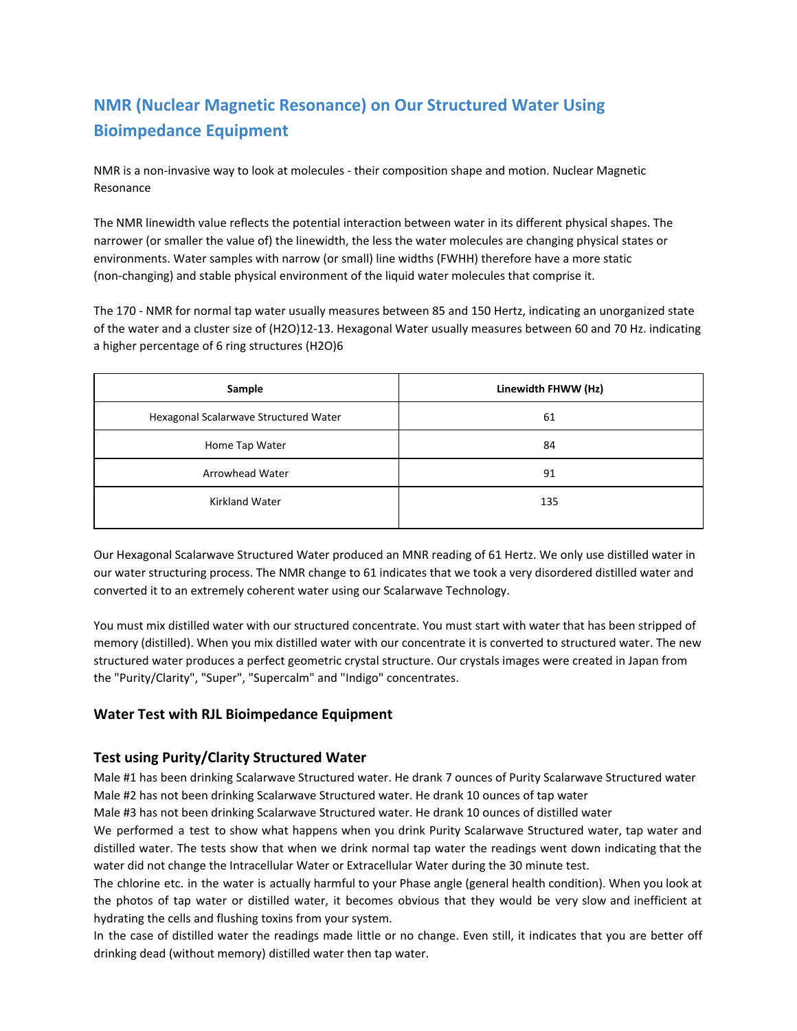# NMR (Nuclear Magnetic Resonance) on Our Structured Water Using Bioimpedance Equipment

NMR is a non-invasive way to look at molecules - their composition shape and motion. Nuclear Magnetic Resonance

The NMR linewidth value reflects the potential interaction between water in its different physical shapes. The narrower (or smaller the value of) the linewidth, the less the water molecules are changing physical states or environments. Water samples with narrow (or small) line widths (FWHH) therefore have a more static (non-changing) and stable physical environment of the liquid water molecules that comprise it.

The 170 - NMR for normal tap water usually measures between 85 and 150 Hertz, indicating an unorganized state of the water and a cluster size of $(H_2O)_{12-13}$. Hexagonal Water usually measures between 60 and 70 Hz. indicating a higher percentage of 6 ring structures $(H_2O)_6$

| Sample | Linewidth FHWW (Hz) |
| --- | --- |
| Hexagonal Scalarwave Structured Water | 61 |
| Home Tap Water | 84 |
| Arrowhead Water | 91 |
| Kirkland Water | 135 |

Our Hexagonal Scalarwave Structured Water produced an MNR reading of 61 Hertz. We only use distilled water in our water structuring process. The NMR change to 61 indicates that we took a very disordered distilled water and converted it to an extremely coherent water using our Scalarwave Technology.

You must mix distilled water with our structured concentrate. You must start with water that has been stripped of memory (distilled). When you mix distilled water with our concentrate it is converted to structured water. The new structured water produces a perfect geometric crystal structure. Our crystals images were created in Japan from the "Purity/Clarity", "Super", "Supercalm" and "Indigo" concentrates.

## Water Test with RJL Bioimpedance Equipment

### Test using Purity/Clarity Structured Water

Male #1 has been drinking Scalarwave Structured water. He drank 7 ounces of Purity Scalarwave Structured water
Male #2 has not been drinking Scalarwave Structured water. He drank 10 ounces of tap water
Male #3 has not been drinking Scalarwave Structured water. He drank 10 ounces of distilled water
We performed a test to show what happens when you drink Purity Scalarwave Structured water, tap water and distilled water. The tests show that when we drink normal tap water the readings went down indicating that the water did not change the Intracellular Water or Extracellular Water during the 30 minute test.
The chlorine etc. in the water is actually harmful to your Phase angle (general health condition). When you look at the photos of tap water or distilled water, it becomes obvious that they would be very slow and inefficient at hydrating the cells and flushing toxins from your system.
In the case of distilled water the readings made little or no change. Even still, it indicates that you are better off drinking dead (without memory) distilled water then tap water.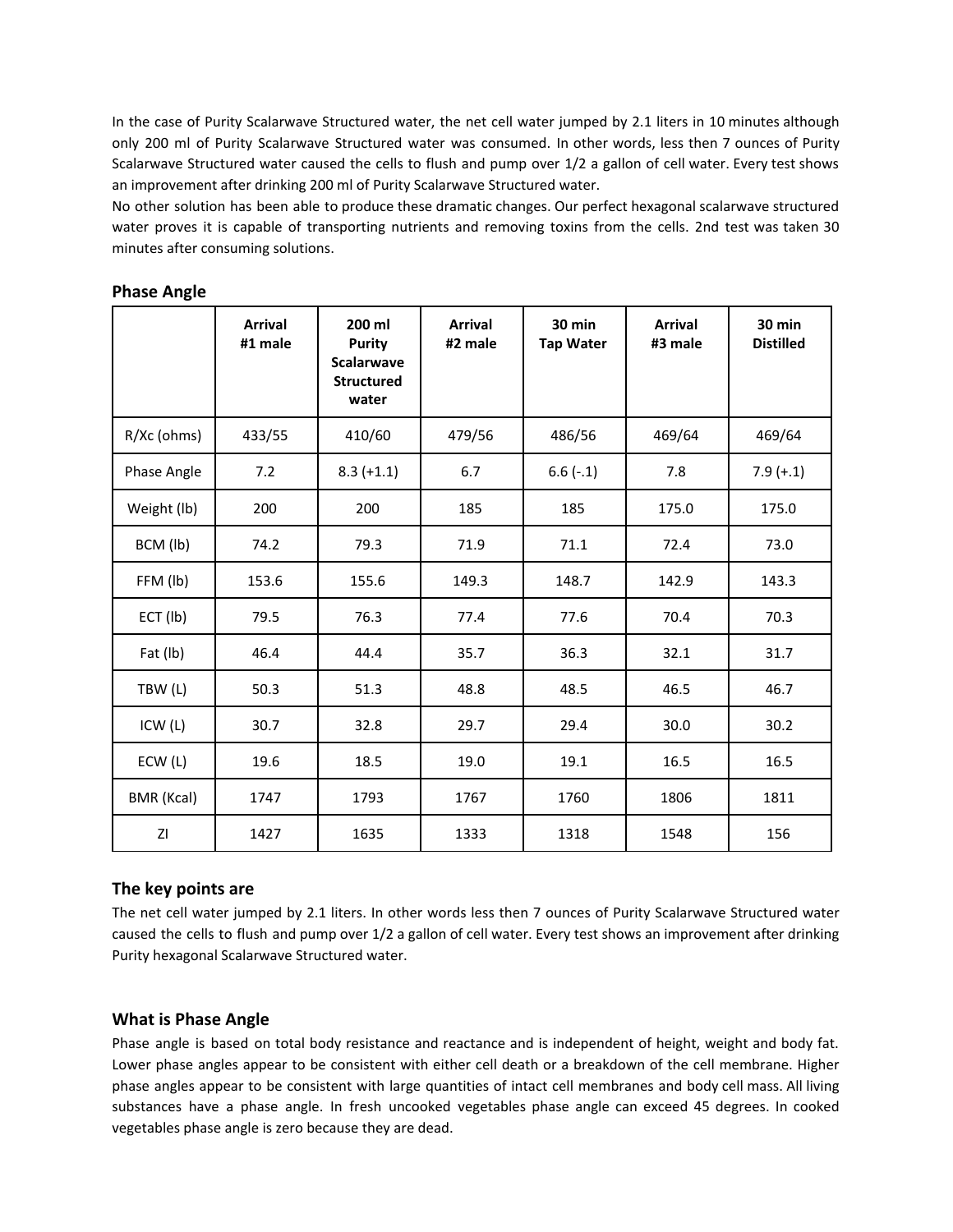In the case of Purity Scalarwave Structured water, the net cell water jumped by 2.1 liters in 10 minutes although only 200 ml of Purity Scalarwave Structured water was consumed. In other words, less then 7 ounces of Purity Scalarwave Structured water caused the cells to flush and pump over 1/2 a gallon of cell water. Every test shows an improvement after drinking 200 ml of Purity Scalarwave Structured water.

No other solution has been able to produce these dramatic changes. Our perfect hexagonal scalarwave structured water proves it is capable of transporting nutrients and removing toxins from the cells. 2nd test was taken 30 minutes after consuming solutions.

### Phase Angle

| | Arrival #1 male | 200 ml Purity Scalarwave Structured water | Arrival #2 male | 30 min Tap Water | Arrival #3 male | 30 min Distilled |
|---|---|---|---|---|---|---|
| R/Xc (ohms) | 433/55 | 410/60 | 479/56 | 486/56 | 469/64 | 469/64 |
| Phase Angle | 7.2 | 8.3 (+1.1) | 6.7 | 6.6 (-.1) | 7.8 | 7.9 (+.1) |
| Weight (lb) | 200 | 200 | 185 | 185 | 175.0 | 175.0 |
| BCM (lb) | 74.2 | 79.3 | 71.9 | 71.1 | 72.4 | 73.0 |
| FFM (lb) | 153.6 | 155.6 | 149.3 | 148.7 | 142.9 | 143.3 |
| ECT (lb) | 79.5 | 76.3 | 77.4 | 77.6 | 70.4 | 70.3 |
| Fat (lb) | 46.4 | 44.4 | 35.7 | 36.3 | 32.1 | 31.7 |
| TBW (L) | 50.3 | 51.3 | 48.8 | 48.5 | 46.5 | 46.7 |
| ICW (L) | 30.7 | 32.8 | 29.7 | 29.4 | 30.0 | 30.2 |
| ECW (L) | 19.6 | 18.5 | 19.0 | 19.1 | 16.5 | 16.5 |
| BMR (Kcal) | 1747 | 1793 | 1767 | 1760 | 1806 | 1811 |
| ZI | 1427 | 1635 | 1333 | 1318 | 1548 | 156 |

### The key points are

The net cell water jumped by 2.1 liters. In other words less then 7 ounces of Purity Scalarwave Structured water caused the cells to flush and pump over 1/2 a gallon of cell water. Every test shows an improvement after drinking Purity hexagonal Scalarwave Structured water.

### What is Phase Angle

Phase angle is based on total body resistance and reactance and is independent of height, weight and body fat. Lower phase angles appear to be consistent with either cell death or a breakdown of the cell membrane. Higher phase angles appear to be consistent with large quantities of intact cell membranes and body cell mass. All living substances have a phase angle. In fresh uncooked vegetables phase angle can exceed 45 degrees. In cooked vegetables phase angle is zero because they are dead.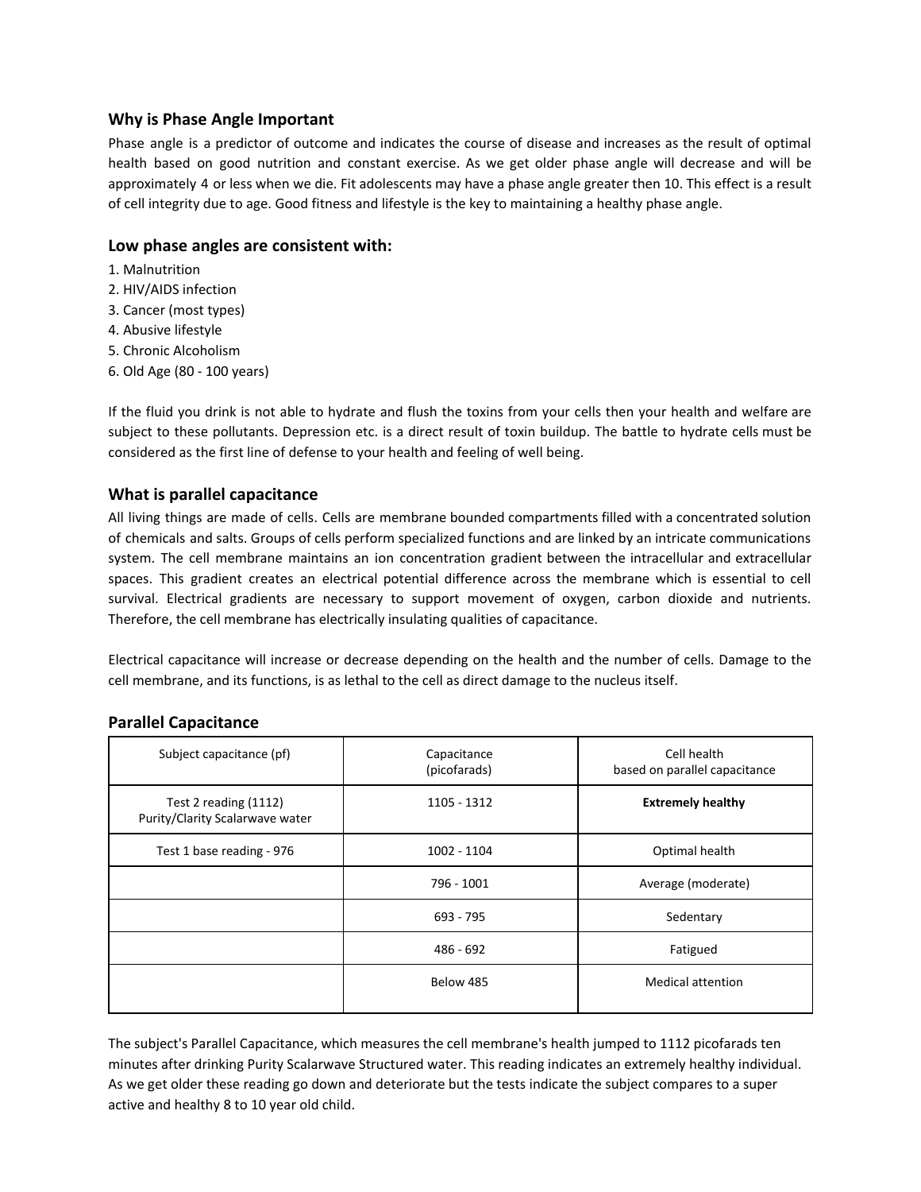## Why is Phase Angle Important

Phase angle is a predictor of outcome and indicates the course of disease and increases as the result of optimal health based on good nutrition and constant exercise. As we get older phase angle will decrease and will be approximately 4 or less when we die. Fit adolescents may have a phase angle greater then 10. This effect is a result of cell integrity due to age. Good fitness and lifestyle is the key to maintaining a healthy phase angle.

## Low phase angles are consistent with:

1. Malnutrition
2. HIV/AIDS infection
3. Cancer (most types)
4. Abusive lifestyle
5. Chronic Alcoholism
6. Old Age (80 - 100 years)

If the fluid you drink is not able to hydrate and flush the toxins from your cells then your health and welfare are subject to these pollutants. Depression etc. is a direct result of toxin buildup. The battle to hydrate cells must be considered as the first line of defense to your health and feeling of well being.

## What is parallel capacitance

All living things are made of cells. Cells are membrane bounded compartments filled with a concentrated solution of chemicals and salts. Groups of cells perform specialized functions and are linked by an intricate communications system. The cell membrane maintains an ion concentration gradient between the intracellular and extracellular spaces. This gradient creates an electrical potential difference across the membrane which is essential to cell survival. Electrical gradients are necessary to support movement of oxygen, carbon dioxide and nutrients. Therefore, the cell membrane has electrically insulating qualities of capacitance.

Electrical capacitance will increase or decrease depending on the health and the number of cells. Damage to the cell membrane, and its functions, is as lethal to the cell as direct damage to the nucleus itself.

## Parallel Capacitance

| Subject capacitance (pf) | Capacitance (picofarads) | Cell health based on parallel capacitance |
|---|---|---|
| Test 2 reading (1112) Purity/Clarity Scalarwave water | 1105 - 1312 | **Extremely healthy** |
| Test 1 base reading - 976 | 1002 - 1104 | Optimal health |
| | 796 - 1001 | Average (moderate) |
| | 693 - 795 | Sedentary |
| | 486 - 692 | Fatigued |
| | Below 485 | Medical attention |

The subject's Parallel Capacitance, which measures the cell membrane's health jumped to 1112 picofarads ten minutes after drinking Purity Scalarwave Structured water. This reading indicates an extremely healthy individual. As we get older these reading go down and deteriorate but the tests indicate the subject compares to a super active and healthy 8 to 10 year old child.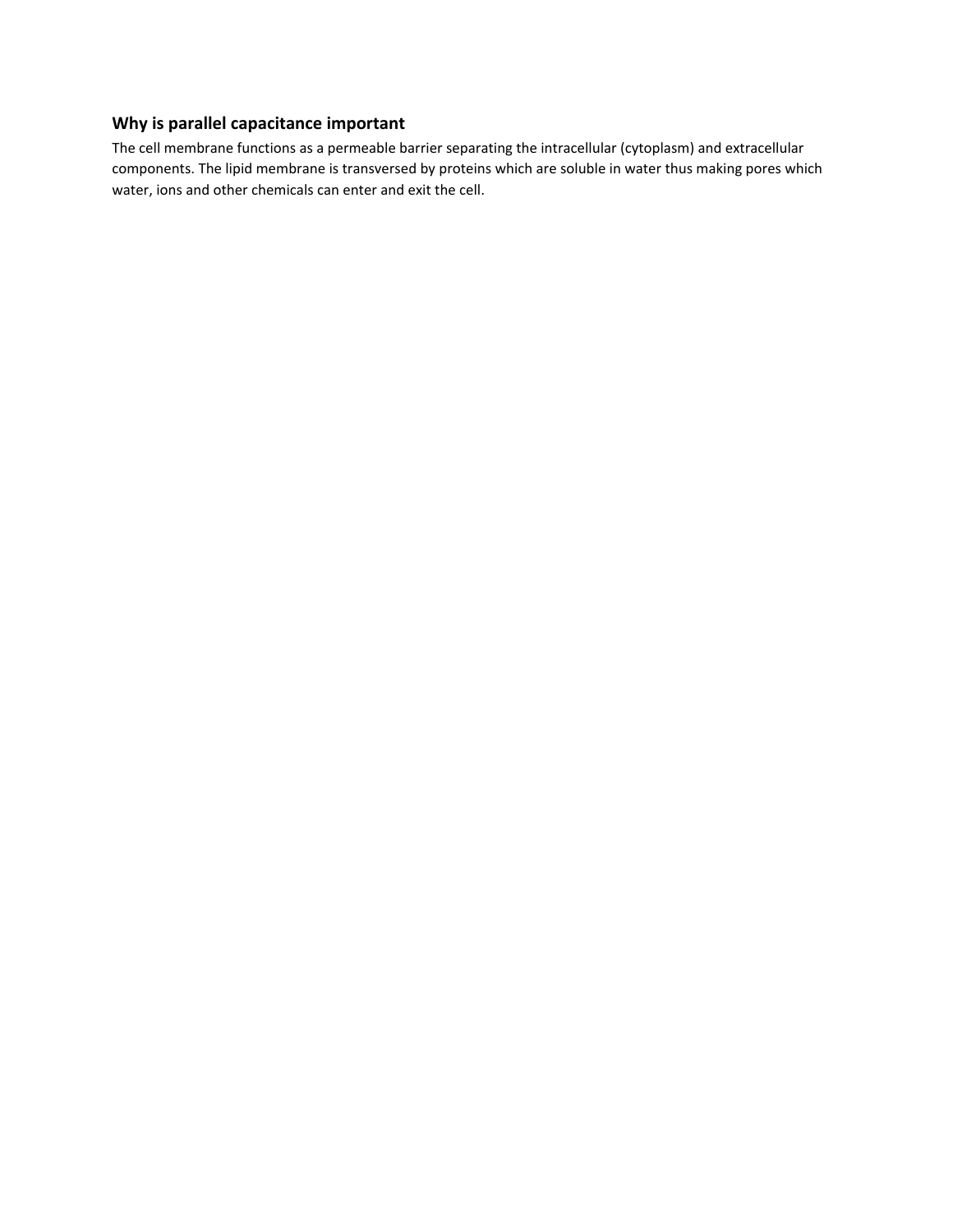### Why is parallel capacitance important

The cell membrane functions as a permeable barrier separating the intracellular (cytoplasm) and extracellular components. The lipid membrane is transversed by proteins which are soluble in water thus making pores which water, ions and other chemicals can enter and exit the cell.